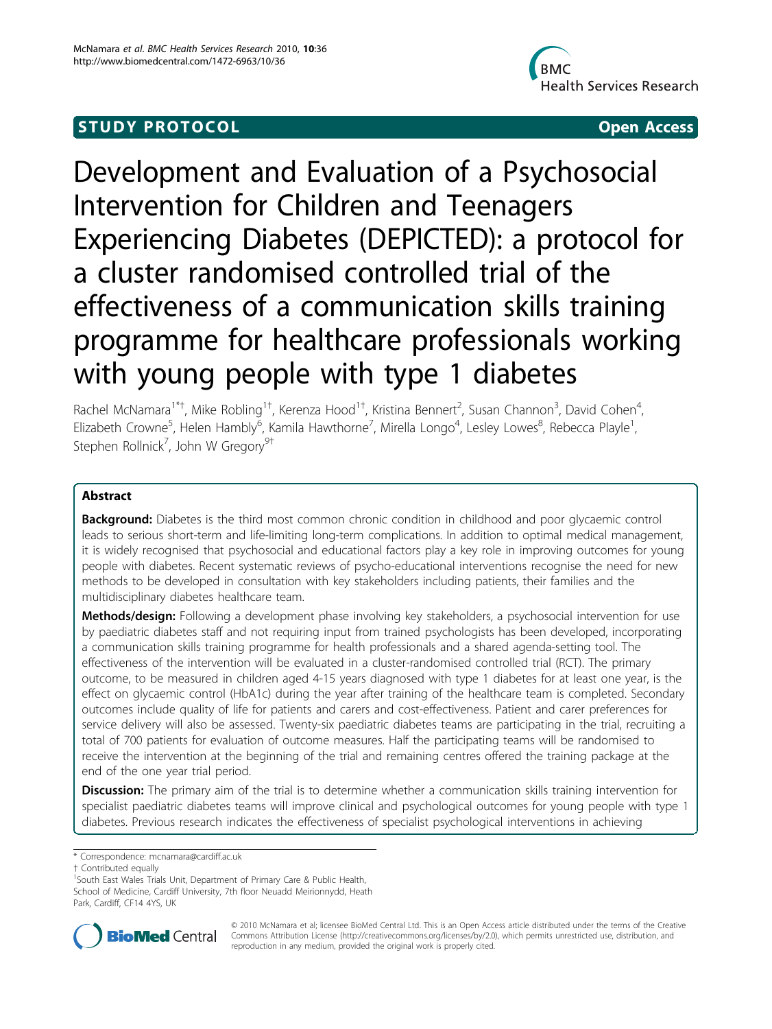STUDY PROTOCOL Open Access

# Development and Evaluation of a Psychosocial Intervention for Children and Teenagers Experiencing Diabetes (DEPICTED): a protocol for a cluster randomised controlled trial of the effectiveness of a communication skills training programme for healthcare professionals working with young people with type 1 diabetes

Rachel McNamara[1*†], Mike Robling[1†], Kerenza Hood[1†], Kristina Bennert[2], Susan Channon[3], David Cohen[4], Elizabeth Crowne[5], Helen Hambly[6], Kamila Hawthorne[7], Mirella Longo[4], Lesley Lowes[8], Rebecca Playle[1], Stephen Rollnick[7], John W Gregory[9†]

## Abstract

**Background:** Diabetes is the third most common chronic condition in childhood and poor glycaemic control leads to serious short-term and life-limiting long-term complications. In addition to optimal medical management, it is widely recognised that psychosocial and educational factors play a key role in improving outcomes for young people with diabetes. Recent systematic reviews of psycho-educational interventions recognise the need for new methods to be developed in consultation with key stakeholders including patients, their families and the multidisciplinary diabetes healthcare team.

**Methods/design:** Following a development phase involving key stakeholders, a psychosocial intervention for use by paediatric diabetes staff and not requiring input from trained psychologists has been developed, incorporating a communication skills training programme for health professionals and a shared agenda-setting tool. The effectiveness of the intervention will be evaluated in a cluster-randomised controlled trial (RCT). The primary outcome, to be measured in children aged 4-15 years diagnosed with type 1 diabetes for at least one year, is the effect on glycaemic control (HbA1c) during the year after training of the healthcare team is completed. Secondary outcomes include quality of life for patients and carers and cost-effectiveness. Patient and carer preferences for service delivery will also be assessed. Twenty-six paediatric diabetes teams are participating in the trial, recruiting a total of 700 patients for evaluation of outcome measures. Half the participating teams will be randomised to receive the intervention at the beginning of the trial and remaining centres offered the training package at the end of the one year trial period.

**Discussion:** The primary aim of the trial is to determine whether a communication skills training intervention for specialist paediatric diabetes teams will improve clinical and psychological outcomes for young people with type 1 diabetes. Previous research indicates the effectiveness of specialist psychological interventions in achieving

\* Correspondence: mcnamara@cardiff.ac.uk

† Contributed equally

[1]South East Wales Trials Unit, Department of Primary Care & Public Health, School of Medicine, Cardiff University, 7th floor Neuadd Meirionnydd, Heath Park, Cardiff, CF14 4YS, UK

© 2010 McNamara et al; licensee BioMed Central Ltd. This is an Open Access article distributed under the terms of the Creative Commons Attribution License (http://creativecommons.org/licenses/by/2.0), which permits unrestricted use, distribution, and reproduction in any medium, provided the original work is properly cited.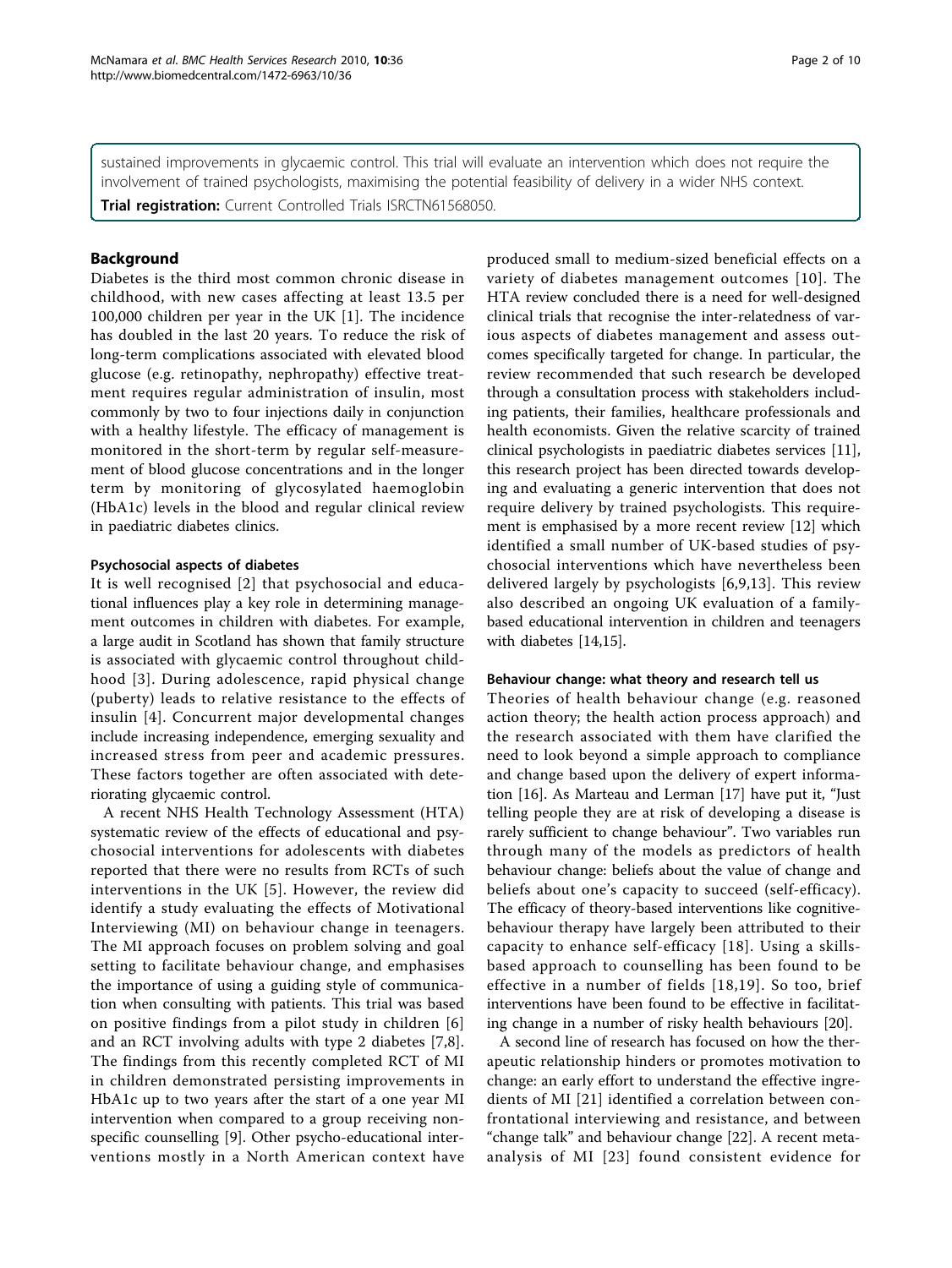sustained improvements in glycaemic control. This trial will evaluate an intervention which does not require the involvement of trained psychologists, maximising the potential feasibility of delivery in a wider NHS context.

**Trial registration:** Current Controlled Trials ISRCTN61568050.

## Background

Diabetes is the third most common chronic disease in childhood, with new cases affecting at least 13.5 per 100,000 children per year in the UK [1]. The incidence has doubled in the last 20 years. To reduce the risk of long-term complications associated with elevated blood glucose (e.g. retinopathy, nephropathy) effective treatment requires regular administration of insulin, most commonly by two to four injections daily in conjunction with a healthy lifestyle. The efficacy of management is monitored in the short-term by regular self-measurement of blood glucose concentrations and in the longer term by monitoring of glycosylated haemoglobin (HbA1c) levels in the blood and regular clinical review in paediatric diabetes clinics.

### Psychosocial aspects of diabetes

It is well recognised [2] that psychosocial and educational influences play a key role in determining management outcomes in children with diabetes. For example, a large audit in Scotland has shown that family structure is associated with glycaemic control throughout childhood [3]. During adolescence, rapid physical change (puberty) leads to relative resistance to the effects of insulin [4]. Concurrent major developmental changes include increasing independence, emerging sexuality and increased stress from peer and academic pressures. These factors together are often associated with deteriorating glycaemic control.

A recent NHS Health Technology Assessment (HTA) systematic review of the effects of educational and psychosocial interventions for adolescents with diabetes reported that there were no results from RCTs of such interventions in the UK [5]. However, the review did identify a study evaluating the effects of Motivational Interviewing (MI) on behaviour change in teenagers. The MI approach focuses on problem solving and goal setting to facilitate behaviour change, and emphasises the importance of using a guiding style of communication when consulting with patients. This trial was based on positive findings from a pilot study in children [6] and an RCT involving adults with type 2 diabetes [7,8]. The findings from this recently completed RCT of MI in children demonstrated persisting improvements in HbA1c up to two years after the start of a one year MI intervention when compared to a group receiving non-specific counselling [9]. Other psycho-educational interventions mostly in a North American context have produced small to medium-sized beneficial effects on a variety of diabetes management outcomes [10]. The HTA review concluded there is a need for well-designed clinical trials that recognise the inter-relatedness of various aspects of diabetes management and assess outcomes specifically targeted for change. In particular, the review recommended that such research be developed through a consultation process with stakeholders including patients, their families, healthcare professionals and health economists. Given the relative scarcity of trained clinical psychologists in paediatric diabetes services [11], this research project has been directed towards developing and evaluating a generic intervention that does not require delivery by trained psychologists. This requirement is emphasised by a more recent review [12] which identified a small number of UK-based studies of psychosocial interventions which have nevertheless been delivered largely by psychologists [6,9,13]. This review also described an ongoing UK evaluation of a family-based educational intervention in children and teenagers with diabetes [14,15].

### Behaviour change: what theory and research tell us

Theories of health behaviour change (e.g. reasoned action theory; the health action process approach) and the research associated with them have clarified the need to look beyond a simple approach to compliance and change based upon the delivery of expert information [16]. As Marteau and Lerman [17] have put it, "Just telling people they are at risk of developing a disease is rarely sufficient to change behaviour". Two variables run through many of the models as predictors of health behaviour change: beliefs about the value of change and beliefs about one's capacity to succeed (self-efficacy). The efficacy of theory-based interventions like cognitive-behaviour therapy have largely been attributed to their capacity to enhance self-efficacy [18]. Using a skills-based approach to counselling has been found to be effective in a number of fields [18,19]. So too, brief interventions have been found to be effective in facilitating change in a number of risky health behaviours [20].

A second line of research has focused on how the therapeutic relationship hinders or promotes motivation to change: an early effort to understand the effective ingredients of MI [21] identified a correlation between confrontational interviewing and resistance, and between "change talk" and behaviour change [22]. A recent meta-analysis of MI [23] found consistent evidence for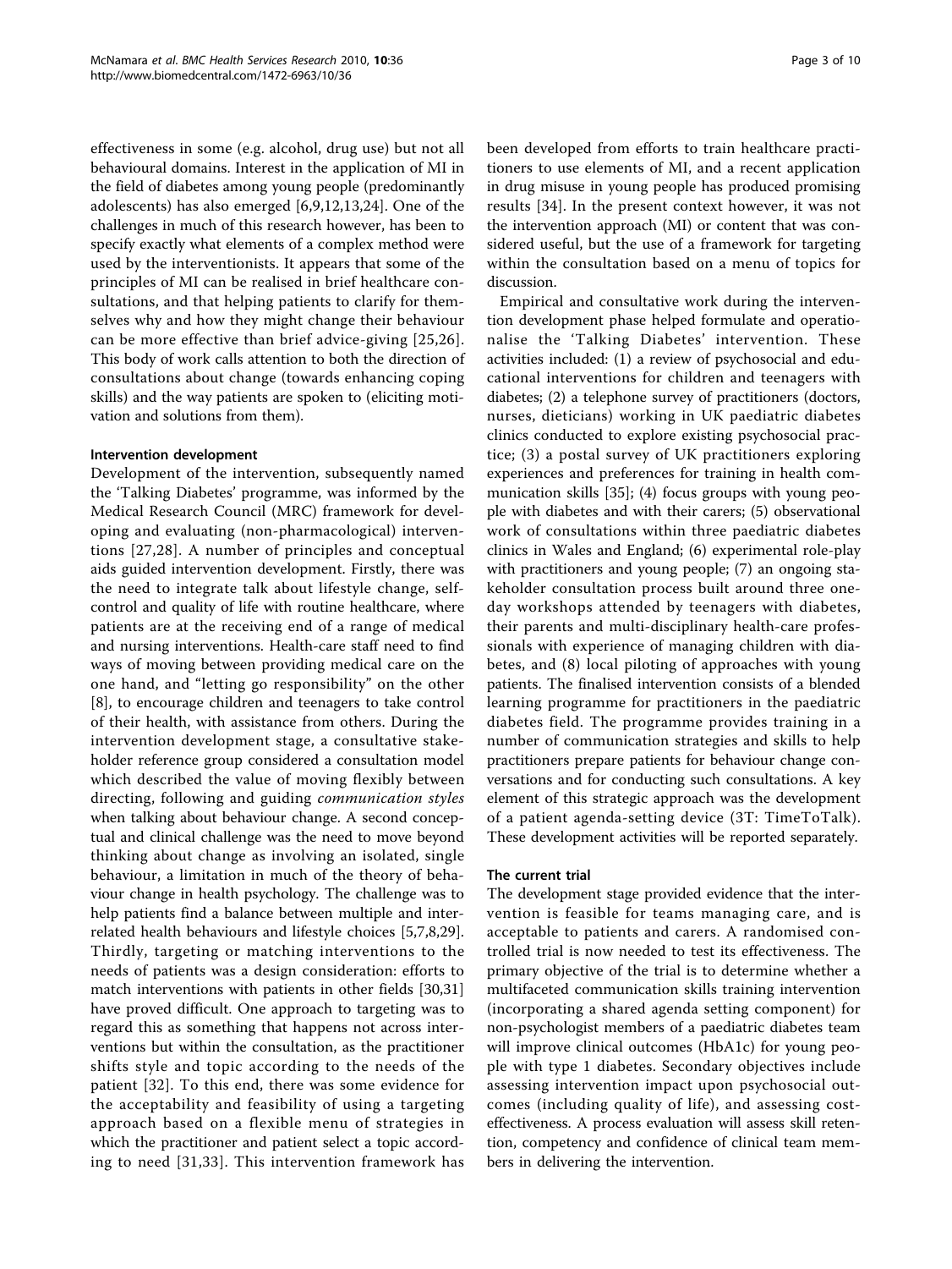effectiveness in some (e.g. alcohol, drug use) but not all behavioural domains. Interest in the application of MI in the field of diabetes among young people (predominantly adolescents) has also emerged [6,9,12,13,24]. One of the challenges in much of this research however, has been to specify exactly what elements of a complex method were used by the interventionists. It appears that some of the principles of MI can be realised in brief healthcare consultations, and that helping patients to clarify for themselves why and how they might change their behaviour can be more effective than brief advice-giving [25,26]. This body of work calls attention to both the direction of consultations about change (towards enhancing coping skills) and the way patients are spoken to (eliciting motivation and solutions from them).

### Intervention development

Development of the intervention, subsequently named the 'Talking Diabetes' programme, was informed by the Medical Research Council (MRC) framework for developing and evaluating (non-pharmacological) interventions [27,28]. A number of principles and conceptual aids guided intervention development. Firstly, there was the need to integrate talk about lifestyle change, self-control and quality of life with routine healthcare, where patients are at the receiving end of a range of medical and nursing interventions. Health-care staff need to find ways of moving between providing medical care on the one hand, and "letting go responsibility" on the other [8], to encourage children and teenagers to take control of their health, with assistance from others. During the intervention development stage, a consultative stakeholder reference group considered a consultation model which described the value of moving flexibly between directing, following and guiding *communication styles* when talking about behaviour change. A second conceptual and clinical challenge was the need to move beyond thinking about change as involving an isolated, single behaviour, a limitation in much of the theory of behaviour change in health psychology. The challenge was to help patients find a balance between multiple and interrelated health behaviours and lifestyle choices [5,7,8,29]. Thirdly, targeting or matching interventions to the needs of patients was a design consideration: efforts to match interventions with patients in other fields [30,31] have proved difficult. One approach to targeting was to regard this as something that happens not across interventions but within the consultation, as the practitioner shifts style and topic according to the needs of the patient [32]. To this end, there was some evidence for the acceptability and feasibility of using a targeting approach based on a flexible menu of strategies in which the practitioner and patient select a topic according to need [31,33]. This intervention framework has been developed from efforts to train healthcare practitioners to use elements of MI, and a recent application in drug misuse in young people has produced promising results [34]. In the present context however, it was not the intervention approach (MI) or content that was considered useful, but the use of a framework for targeting within the consultation based on a menu of topics for discussion.

Empirical and consultative work during the intervention development phase helped formulate and operationalise the 'Talking Diabetes' intervention. These activities included: (1) a review of psychosocial and educational interventions for children and teenagers with diabetes; (2) a telephone survey of practitioners (doctors, nurses, dieticians) working in UK paediatric diabetes clinics conducted to explore existing psychosocial practice; (3) a postal survey of UK practitioners exploring experiences and preferences for training in health communication skills [35]; (4) focus groups with young people with diabetes and with their carers; (5) observational work of consultations within three paediatric diabetes clinics in Wales and England; (6) experimental role-play with practitioners and young people; (7) an ongoing stakeholder consultation process built around three one-day workshops attended by teenagers with diabetes, their parents and multi-disciplinary health-care professionals with experience of managing children with diabetes, and (8) local piloting of approaches with young patients. The finalised intervention consists of a blended learning programme for practitioners in the paediatric diabetes field. The programme provides training in a number of communication strategies and skills to help practitioners prepare patients for behaviour change conversations and for conducting such consultations. A key element of this strategic approach was the development of a patient agenda-setting device (3T: TimeToTalk). These development activities will be reported separately.

### The current trial

The development stage provided evidence that the intervention is feasible for teams managing care, and is acceptable to patients and carers. A randomised controlled trial is now needed to test its effectiveness. The primary objective of the trial is to determine whether a multifaceted communication skills training intervention (incorporating a shared agenda setting component) for non-psychologist members of a paediatric diabetes team will improve clinical outcomes (HbA1c) for young people with type 1 diabetes. Secondary objectives include assessing intervention impact upon psychosocial outcomes (including quality of life), and assessing cost-effectiveness. A process evaluation will assess skill retention, competency and confidence of clinical team members in delivering the intervention.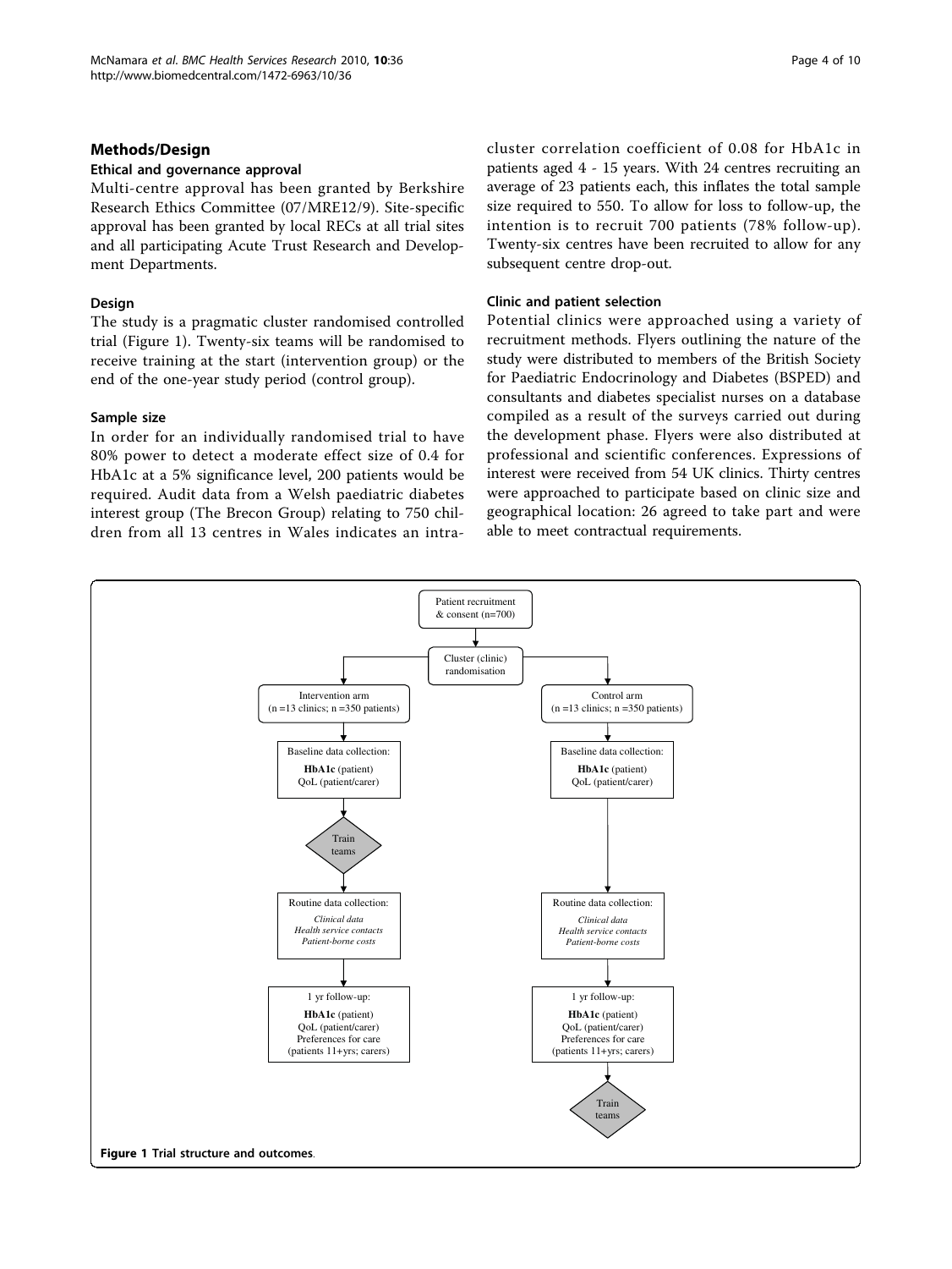## Methods/Design

### Ethical and governance approval

Multi-centre approval has been granted by Berkshire Research Ethics Committee (07/MRE12/9). Site-specific approval has been granted by local RECs at all trial sites and all participating Acute Trust Research and Development Departments.

### Design

The study is a pragmatic cluster randomised controlled trial (Figure 1). Twenty-six teams will be randomised to receive training at the start (intervention group) or the end of the one-year study period (control group).

### Sample size

In order for an individually randomised trial to have 80% power to detect a moderate effect size of 0.4 for HbA1c at a 5% significance level, 200 patients would be required. Audit data from a Welsh paediatric diabetes interest group (The Brecon Group) relating to 750 children from all 13 centres in Wales indicates an intra-cluster correlation coefficient of 0.08 for HbA1c in patients aged 4 - 15 years. With 24 centres recruiting an average of 23 patients each, this inflates the total sample size required to 550. To allow for loss to follow-up, the intention is to recruit 700 patients (78% follow-up). Twenty-six centres have been recruited to allow for any subsequent centre drop-out.

### Clinic and patient selection

Potential clinics were approached using a variety of recruitment methods. Flyers outlining the nature of the study were distributed to members of the British Society for Paediatric Endocrinology and Diabetes (BSPED) and consultants and diabetes specialist nurses on a database compiled as a result of the surveys carried out during the development phase. Flyers were also distributed at professional and scientific conferences. Expressions of interest were received from 54 UK clinics. Thirty centres were approached to participate based on clinic size and geographical location: 26 agreed to take part and were able to meet contractual requirements.

Patient recruitment & consent (n=700)

Cluster (clinic) randomisation

| Intervention arm (n =13 clinics; n =350 patients) | Control arm (n =13 clinics; n =350 patients) |
| --- | --- |
| Baseline data collection: **HbA1c** (patient) QoL (patient/carer) | Baseline data collection: **HbA1c** (patient) QoL (patient/carer) |
| Train teams | |
| Routine data collection: *Clinical data* *Health service contacts* *Patient-borne costs* | Routine data collection: *Clinical data* *Health service contacts* *Patient-borne costs* |
| 1 yr follow-up: **HbA1c** (patient) QoL (patient/carer) Preferences for care (patients 11+yrs; carers) | 1 yr follow-up: **HbA1c** (patient) QoL (patient/carer) Preferences for care (patients 11+yrs; carers) |
| | Train teams |

**Figure 1 Trial structure and outcomes**.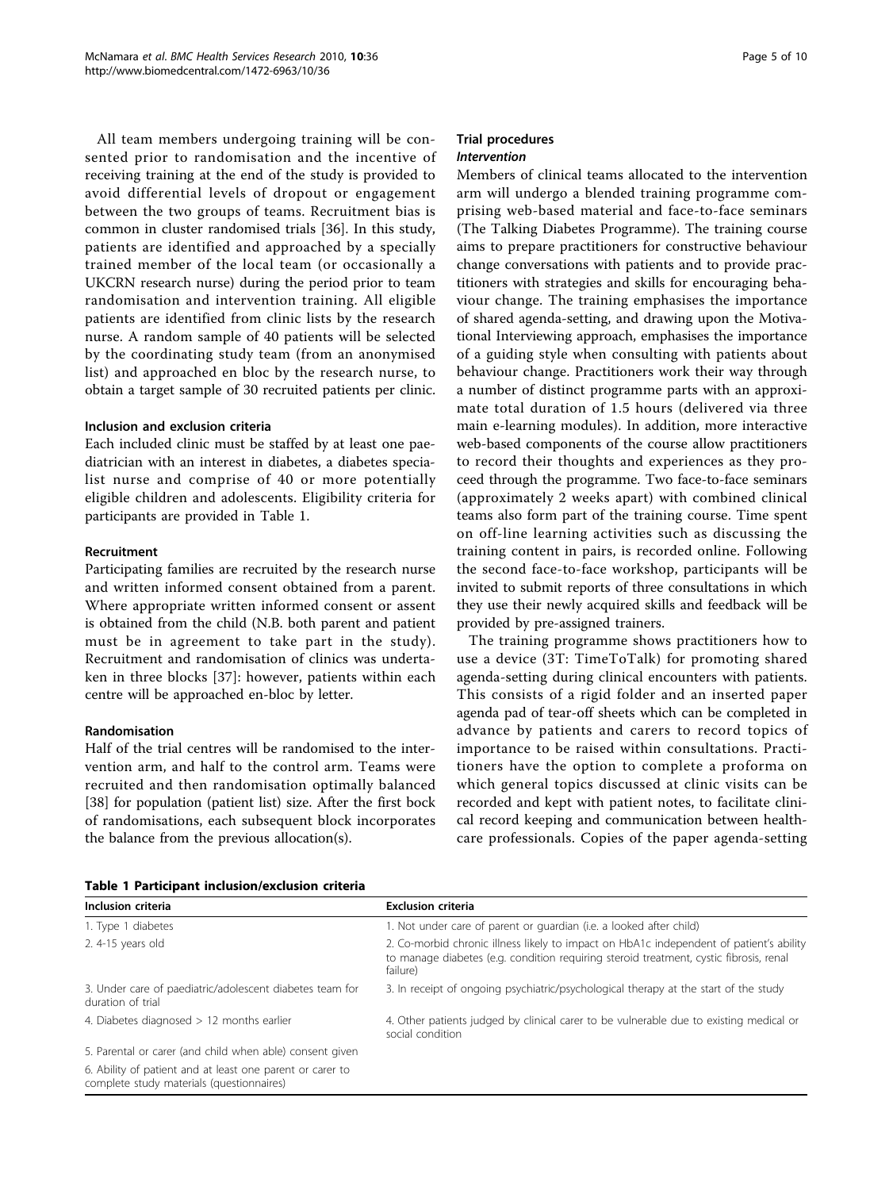All team members undergoing training will be consented prior to randomisation and the incentive of receiving training at the end of the study is provided to avoid differential levels of dropout or engagement between the two groups of teams. Recruitment bias is common in cluster randomised trials [36]. In this study, patients are identified and approached by a specially trained member of the local team (or occasionally a UKCRN research nurse) during the period prior to team randomisation and intervention training. All eligible patients are identified from clinic lists by the research nurse. A random sample of 40 patients will be selected by the coordinating study team (from an anonymised list) and approached en bloc by the research nurse, to obtain a target sample of 30 recruited patients per clinic.

### Inclusion and exclusion criteria

Each included clinic must be staffed by at least one paediatrician with an interest in diabetes, a diabetes specialist nurse and comprise of 40 or more potentially eligible children and adolescents. Eligibility criteria for participants are provided in Table 1.

### Recruitment

Participating families are recruited by the research nurse and written informed consent obtained from a parent. Where appropriate written informed consent or assent is obtained from the child (N.B. both parent and patient must be in agreement to take part in the study). Recruitment and randomisation of clinics was undertaken in three blocks [37]: however, patients within each centre will be approached en-bloc by letter.

### Randomisation

Half of the trial centres will be randomised to the intervention arm, and half to the control arm. Teams were recruited and then randomisation optimally balanced [38] for population (patient list) size. After the first bock of randomisations, each subsequent block incorporates the balance from the previous allocation(s).

## Trial procedures

### *Intervention*

Members of clinical teams allocated to the intervention arm will undergo a blended training programme comprising web-based material and face-to-face seminars (The Talking Diabetes Programme). The training course aims to prepare practitioners for constructive behaviour change conversations with patients and to provide practitioners with strategies and skills for encouraging behaviour change. The training emphasises the importance of shared agenda-setting, and drawing upon the Motivational Interviewing approach, emphasises the importance of a guiding style when consulting with patients about behaviour change. Practitioners work their way through a number of distinct programme parts with an approximate total duration of 1.5 hours (delivered via three main e-learning modules). In addition, more interactive web-based components of the course allow practitioners to record their thoughts and experiences as they proceed through the programme. Two face-to-face seminars (approximately 2 weeks apart) with combined clinical teams also form part of the training course. Time spent on off-line learning activities such as discussing the training content in pairs, is recorded online. Following the second face-to-face workshop, participants will be invited to submit reports of three consultations in which they use their newly acquired skills and feedback will be provided by pre-assigned trainers.

The training programme shows practitioners how to use a device (3T: TimeToTalk) for promoting shared agenda-setting during clinical encounters with patients. This consists of a rigid folder and an inserted paper agenda pad of tear-off sheets which can be completed in advance by patients and carers to record topics of importance to be raised within consultations. Practitioners have the option to complete a proforma on which general topics discussed at clinic visits can be recorded and kept with patient notes, to facilitate clinical record keeping and communication between healthcare professionals. Copies of the paper agenda-setting

**Table 1 Participant inclusion/exclusion criteria**

| Inclusion criteria | Exclusion criteria |
|---|---|
| 1. Type 1 diabetes | 1. Not under care of parent or guardian (i.e. a looked after child) |
| 2. 4-15 years old | 2. Co-morbid chronic illness likely to impact on HbA1c independent of patient's ability to manage diabetes (e.g. condition requiring steroid treatment, cystic fibrosis, renal failure) |
| 3. Under care of paediatric/adolescent diabetes team for duration of trial | 3. In receipt of ongoing psychiatric/psychological therapy at the start of the study |
| 4. Diabetes diagnosed > 12 months earlier | 4. Other patients judged by clinical carer to be vulnerable due to existing medical or social condition |
| 5. Parental or carer (and child when able) consent given | |
| 6. Ability of patient and at least one parent or carer to complete study materials (questionnaires) | |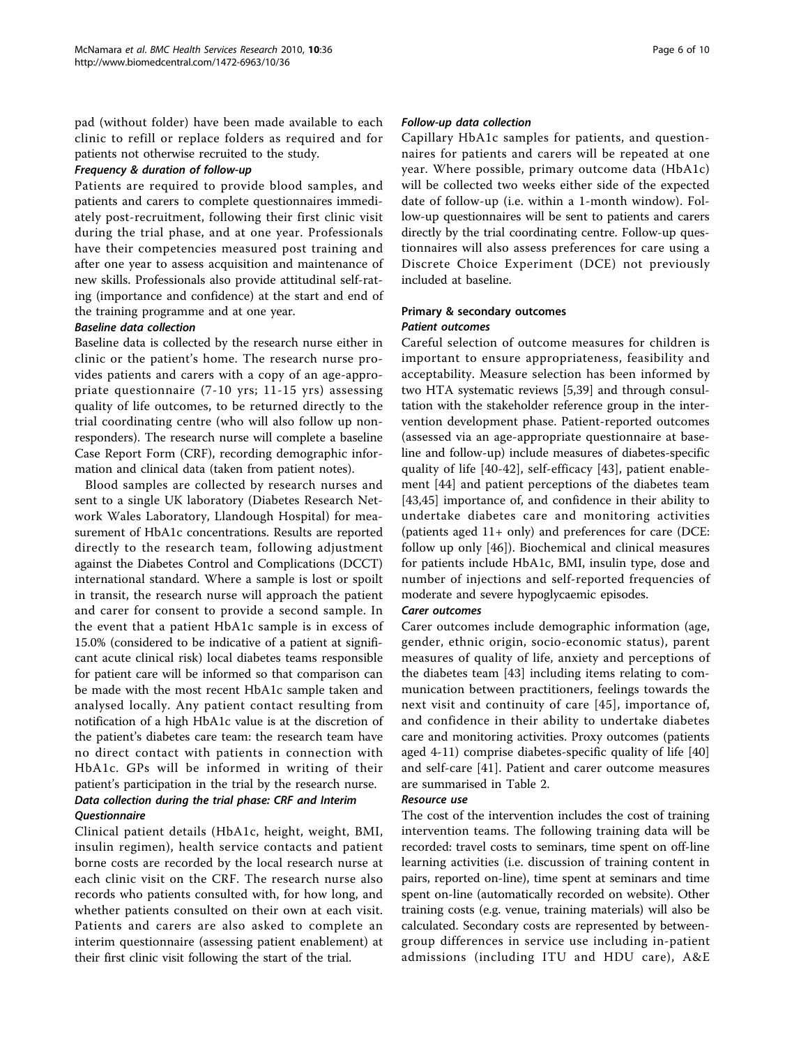pad (without folder) have been made available to each clinic to refill or replace folders as required and for patients not otherwise recruited to the study.

#### *Frequency & duration of follow-up*

Patients are required to provide blood samples, and patients and carers to complete questionnaires immediately post-recruitment, following their first clinic visit during the trial phase, and at one year. Professionals have their competencies measured post training and after one year to assess acquisition and maintenance of new skills. Professionals also provide attitudinal self-rating (importance and confidence) at the start and end of the training programme and at one year.

#### *Baseline data collection*

Baseline data is collected by the research nurse either in clinic or the patient's home. The research nurse provides patients and carers with a copy of an age-appropriate questionnaire (7-10 yrs; 11-15 yrs) assessing quality of life outcomes, to be returned directly to the trial coordinating centre (who will also follow up non-responders). The research nurse will complete a baseline Case Report Form (CRF), recording demographic information and clinical data (taken from patient notes).

Blood samples are collected by research nurses and sent to a single UK laboratory (Diabetes Research Network Wales Laboratory, Llandough Hospital) for measurement of HbA1c concentrations. Results are reported directly to the research team, following adjustment against the Diabetes Control and Complications (DCCT) international standard. Where a sample is lost or spoilt in transit, the research nurse will approach the patient and carer for consent to provide a second sample. In the event that a patient HbA1c sample is in excess of 15.0% (considered to be indicative of a patient at significant acute clinical risk) local diabetes teams responsible for patient care will be informed so that comparison can be made with the most recent HbA1c sample taken and analysed locally. Any patient contact resulting from notification of a high HbA1c value is at the discretion of the patient's diabetes care team: the research team have no direct contact with patients in connection with HbA1c. GPs will be informed in writing of their patient's participation in the trial by the research nurse.

#### *Data collection during the trial phase: CRF and Interim Questionnaire*

Clinical patient details (HbA1c, height, weight, BMI, insulin regimen), health service contacts and patient borne costs are recorded by the local research nurse at each clinic visit on the CRF. The research nurse also records who patients consulted with, for how long, and whether patients consulted on their own at each visit. Patients and carers are also asked to complete an interim questionnaire (assessing patient enablement) at their first clinic visit following the start of the trial.

#### *Follow-up data collection*

Capillary HbA1c samples for patients, and questionnaires for patients and carers will be repeated at one year. Where possible, primary outcome data (HbA1c) will be collected two weeks either side of the expected date of follow-up (i.e. within a 1-month window). Follow-up questionnaires will be sent to patients and carers directly by the trial coordinating centre. Follow-up questionnaires will also assess preferences for care using a Discrete Choice Experiment (DCE) not previously included at baseline.

### Primary & secondary outcomes

#### *Patient outcomes*

Careful selection of outcome measures for children is important to ensure appropriateness, feasibility and acceptability. Measure selection has been informed by two HTA systematic reviews [5,39] and through consultation with the stakeholder reference group in the intervention development phase. Patient-reported outcomes (assessed via an age-appropriate questionnaire at baseline and follow-up) include measures of diabetes-specific quality of life [40-42], self-efficacy [43], patient enablement [44] and patient perceptions of the diabetes team [43,45] importance of, and confidence in their ability to undertake diabetes care and monitoring activities (patients aged 11+ only) and preferences for care (DCE: follow up only [46]). Biochemical and clinical measures for patients include HbA1c, BMI, insulin type, dose and number of injections and self-reported frequencies of moderate and severe hypoglycaemic episodes.

#### *Carer outcomes*

Carer outcomes include demographic information (age, gender, ethnic origin, socio-economic status), parent measures of quality of life, anxiety and perceptions of the diabetes team [43] including items relating to communication between practitioners, feelings towards the next visit and continuity of care [45], importance of, and confidence in their ability to undertake diabetes care and monitoring activities. Proxy outcomes (patients aged 4-11) comprise diabetes-specific quality of life [40] and self-care [41]. Patient and carer outcome measures are summarised in Table 2.

#### *Resource use*

The cost of the intervention includes the cost of training intervention teams. The following training data will be recorded: travel costs to seminars, time spent on off-line learning activities (i.e. discussion of training content in pairs, reported on-line), time spent at seminars and time spent on-line (automatically recorded on website). Other training costs (e.g. venue, training materials) will also be calculated. Secondary costs are represented by between-group differences in service use including in-patient admissions (including ITU and HDU care), A&E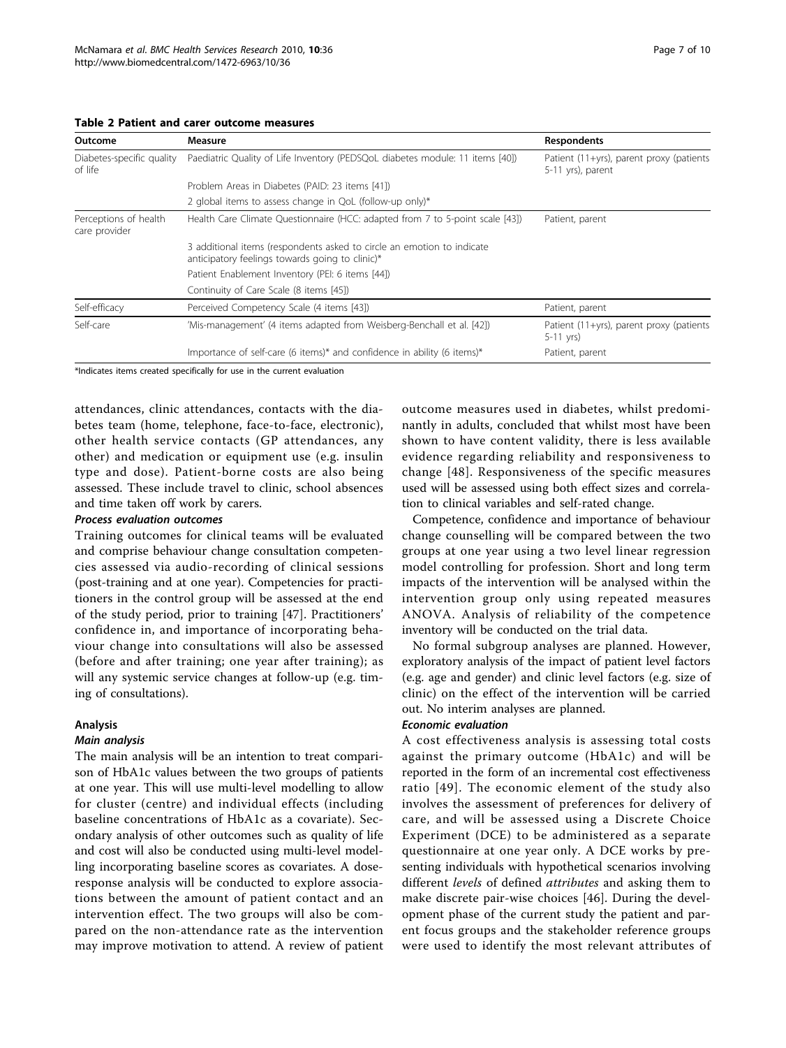**Table 2 Patient and carer outcome measures**

| Outcome | Measure | Respondents |
|---|---|---|
| Diabetes-specific quality of life | Paediatric Quality of Life Inventory (PEDSQoL diabetes module: 11 items [40]) | Patient (11+yrs), parent proxy (patients 5-11 yrs), parent |
| | Problem Areas in Diabetes (PAID: 23 items [41]) | |
| | 2 global items to assess change in QoL (follow-up only)* | |
| Perceptions of health care provider | Health Care Climate Questionnaire (HCC: adapted from 7 to 5-point scale [43]) | Patient, parent |
| | 3 additional items (respondents asked to circle an emotion to indicate anticipatory feelings towards going to clinic)* | |
| | Patient Enablement Inventory (PEI: 6 items [44]) | |
| | Continuity of Care Scale (8 items [45]) | |
| Self-efficacy | Perceived Competency Scale (4 items [43]) | Patient, parent |
| Self-care | 'Mis-management' (4 items adapted from Weisberg-Benchall et al. [42]) | Patient (11+yrs), parent proxy (patients 5-11 yrs) |
| | Importance of self-care (6 items)* and confidence in ability (6 items)* | Patient, parent |

*Indicates items created specifically for use in the current evaluation

attendances, clinic attendances, contacts with the diabetes team (home, telephone, face-to-face, electronic), other health service contacts (GP attendances, any other) and medication or equipment use (e.g. insulin type and dose). Patient-borne costs are also being assessed. These include travel to clinic, school absences and time taken off work by carers.

#### *Process evaluation outcomes*

Training outcomes for clinical teams will be evaluated and comprise behaviour change consultation competencies assessed via audio-recording of clinical sessions (post-training and at one year). Competencies for practitioners in the control group will be assessed at the end of the study period, prior to training [47]. Practitioners' confidence in, and importance of incorporating behaviour change into consultations will also be assessed (before and after training; one year after training); as will any systemic service changes at follow-up (e.g. timing of consultations).

### Analysis

#### *Main analysis*

The main analysis will be an intention to treat comparison of HbA1c values between the two groups of patients at one year. This will use multi-level modelling to allow for cluster (centre) and individual effects (including baseline concentrations of HbA1c as a covariate). Secondary analysis of other outcomes such as quality of life and cost will also be conducted using multi-level modelling incorporating baseline scores as covariates. A dose-response analysis will be conducted to explore associations between the amount of patient contact and an intervention effect. The two groups will also be compared on the non-attendance rate as the intervention may improve motivation to attend. A review of patient outcome measures used in diabetes, whilst predominantly in adults, concluded that whilst most have been shown to have content validity, there is less available evidence regarding reliability and responsiveness to change [48]. Responsiveness of the specific measures used will be assessed using both effect sizes and correlation to clinical variables and self-rated change.

Competence, confidence and importance of behaviour change counselling will be compared between the two groups at one year using a two level linear regression model controlling for profession. Short and long term impacts of the intervention will be analysed within the intervention group only using repeated measures ANOVA. Analysis of reliability of the competence inventory will be conducted on the trial data.

No formal subgroup analyses are planned. However, exploratory analysis of the impact of patient level factors (e.g. age and gender) and clinic level factors (e.g. size of clinic) on the effect of the intervention will be carried out. No interim analyses are planned.

#### *Economic evaluation*

A cost effectiveness analysis is assessing total costs against the primary outcome (HbA1c) and will be reported in the form of an incremental cost effectiveness ratio [49]. The economic element of the study also involves the assessment of preferences for delivery of care, and will be assessed using a Discrete Choice Experiment (DCE) to be administered as a separate questionnaire at one year only. A DCE works by presenting individuals with hypothetical scenarios involving different *levels* of defined *attributes* and asking them to make discrete pair-wise choices [46]. During the development phase of the current study the patient and parent focus groups and the stakeholder reference groups were used to identify the most relevant attributes of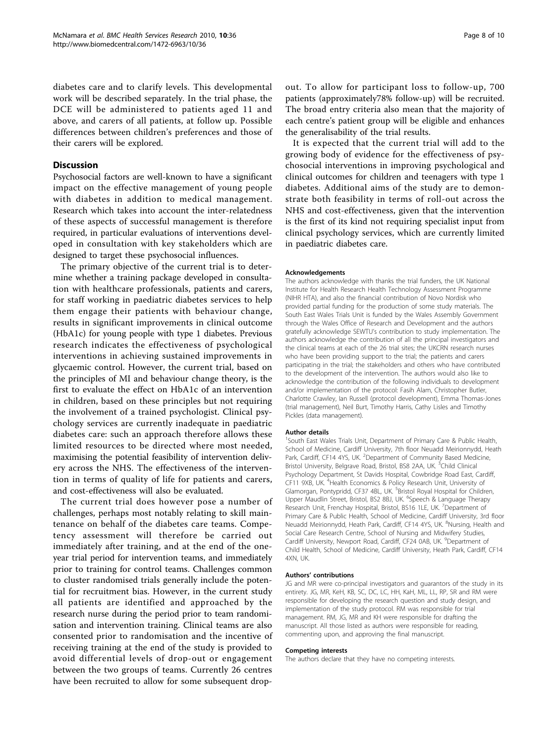diabetes care and to clarify levels. This developmental work will be described separately. In the trial phase, the DCE will be administered to patients aged 11 and above, and carers of all patients, at follow up. Possible differences between children's preferences and those of their carers will be explored.

## Discussion

Psychosocial factors are well-known to have a significant impact on the effective management of young people with diabetes in addition to medical management. Research which takes into account the inter-relatedness of these aspects of successful management is therefore required, in particular evaluations of interventions developed in consultation with key stakeholders which are designed to target these psychosocial influences.

The primary objective of the current trial is to determine whether a training package developed in consultation with healthcare professionals, patients and carers, for staff working in paediatric diabetes services to help them engage their patients with behaviour change, results in significant improvements in clinical outcome (HbA1c) for young people with type 1 diabetes. Previous research indicates the effectiveness of psychological interventions in achieving sustained improvements in glycaemic control. However, the current trial, based on the principles of MI and behaviour change theory, is the first to evaluate the effect on HbA1c of an intervention in children, based on these principles but not requiring the involvement of a trained psychologist. Clinical psychology services are currently inadequate in paediatric diabetes care: such an approach therefore allows these limited resources to be directed where most needed, maximising the potential feasibility of intervention delivery across the NHS. The effectiveness of the intervention in terms of quality of life for patients and carers, and cost-effectiveness will also be evaluated.

The current trial does however pose a number of challenges, perhaps most notably relating to skill maintenance on behalf of the diabetes care teams. Competency assessment will therefore be carried out immediately after training, and at the end of the one-year trial period for intervention teams, and immediately prior to training for control teams. Challenges common to cluster randomised trials generally include the potential for recruitment bias. However, in the current study all patients are identified and approached by the research nurse during the period prior to team randomisation and intervention training. Clinical teams are also consented prior to randomisation and the incentive of receiving training at the end of the study is provided to avoid differential levels of drop-out or engagement between the two groups of teams. Currently 26 centres have been recruited to allow for some subsequent drop-out. To allow for participant loss to follow-up, 700 patients (approximately78% follow-up) will be recruited. The broad entry criteria also mean that the majority of each centre's patient group will be eligible and enhances the generalisability of the trial results.

It is expected that the current trial will add to the growing body of evidence for the effectiveness of psychosocial interventions in improving psychological and clinical outcomes for children and teenagers with type 1 diabetes. Additional aims of the study are to demonstrate both feasibility in terms of roll-out across the NHS and cost-effectiveness, given that the intervention is the first of its kind not requiring specialist input from clinical psychology services, which are currently limited in paediatric diabetes care.

#### Acknowledgements

The authors acknowledge with thanks the trial funders, the UK National Institute for Health Research Health Technology Assessment Programme (NIHR HTA), and also the financial contribution of Novo Nordisk who provided partial funding for the production of some study materials. The South East Wales Trials Unit is funded by the Wales Assembly Government through the Wales Office of Research and Development and the authors gratefully acknowledge SEWTU's contribution to study implementation. The authors acknowledge the contribution of all the principal investigators and the clinical teams at each of the 26 trial sites; the UKCRN research nurses who have been providing support to the trial; the patients and carers participating in the trial; the stakeholders and others who have contributed to the development of the intervention. The authors would also like to acknowledge the contribution of the following individuals to development and/or implementation of the protocol: Fasih Alam, Christopher Butler, Charlotte Crawley, Ian Russell (protocol development), Emma Thomas-Jones (trial management), Neil Burt, Timothy Harris, Cathy Lisles and Timothy Pickles (data management).

#### Author details

[1]South East Wales Trials Unit, Department of Primary Care & Public Health, School of Medicine, Cardiff University, 7th floor Neuadd Meirionnydd, Heath Park, Cardiff, CF14 4YS, UK. [2]Department of Community Based Medicine, Bristol University, Belgrave Road, Bristol, BS8 2AA, UK. [3]Child Clinical Psychology Department, St Davids Hospital, Cowbridge Road East, Cardiff, CF11 9XB, UK. [4]Health Economics & Policy Research Unit, University of Glamorgan, Pontypridd, CF37 4BL, UK. [5]Bristol Royal Hospital for Children, Upper Maudlin Street, Bristol, BS2 8BJ, UK. [6]Speech & Language Therapy Research Unit, Frenchay Hospital, Bristol, BS16 1LE, UK. [7]Department of Primary Care & Public Health, School of Medicine, Cardiff University, 3rd floor Neuadd Meirionnydd, Heath Park, Cardiff, CF14 4YS, UK. [8]Nursing, Health and Social Care Research Centre, School of Nursing and Midwifery Studies, Cardiff University, Newport Road, Cardiff, CF24 0AB, UK. [9]Department of Child Health, School of Medicine, Cardiff University, Heath Park, Cardiff, CF14 4XN, UK.

#### Authors' contributions

JG and MR were co-principal investigators and guarantors of the study in its entirety. JG, MR, KeH, KB, SC, DC, LC, HH, KaH, ML, LL, RP, SR and RM were responsible for developing the research question and study design, and implementation of the study protocol. RM was responsible for trial management. RM, JG, MR and KH were responsible for drafting the manuscript. All those listed as authors were responsible for reading, commenting upon, and approving the final manuscript.

#### Competing interests

The authors declare that they have no competing interests.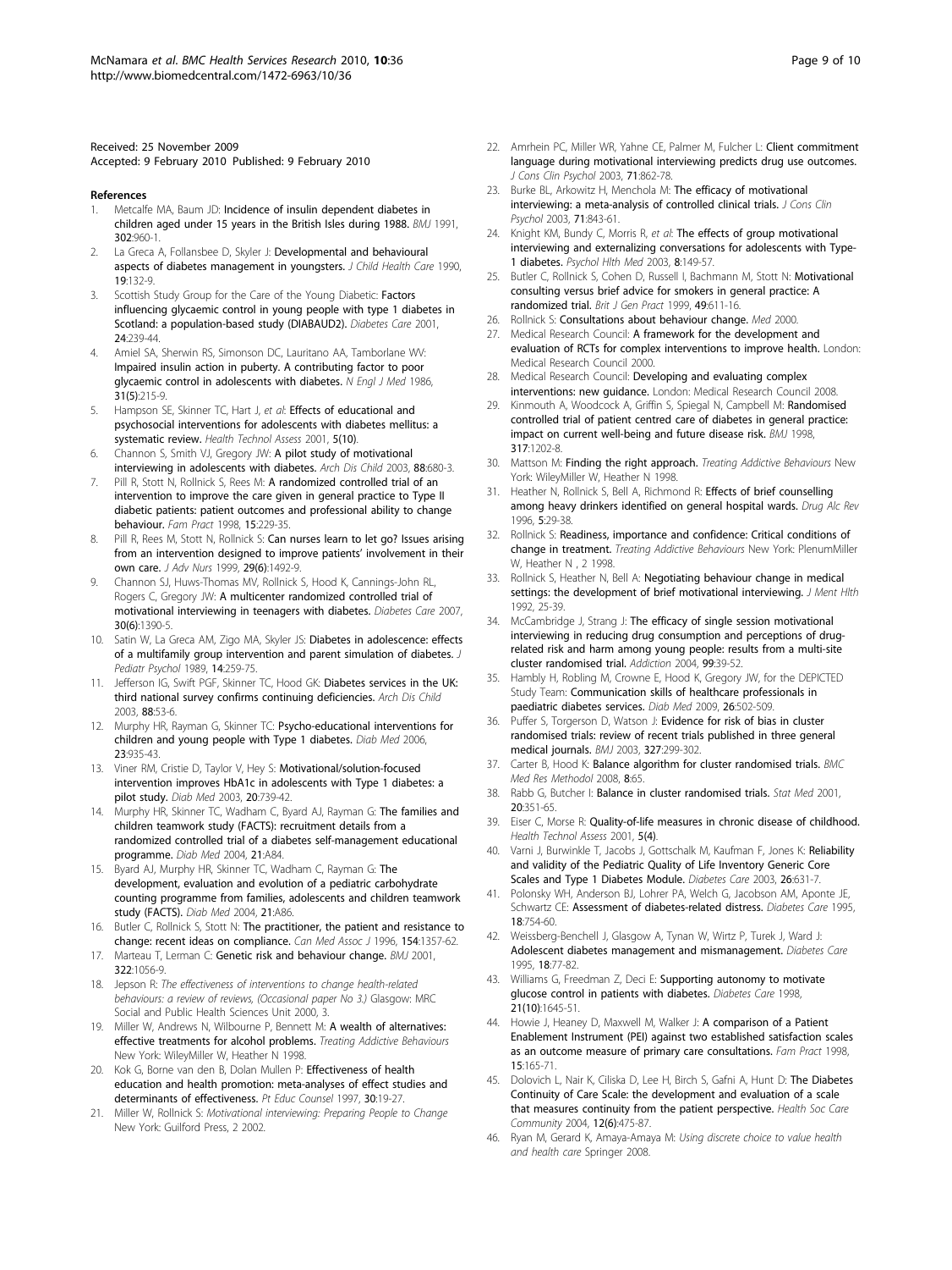Received: 25 November 2009
Accepted: 9 February 2010 Published: 9 February 2010

## References

1. Metcalfe MA, Baum JD: **Incidence of insulin dependent diabetes in children aged under 15 years in the British Isles during 1988.** *BMJ* 1991, **302**:960-1.
2. La Greca A, Follansbee D, Skyler J: **Developmental and behavioural aspects of diabetes management in youngsters.** *J Child Health Care* 1990, **19**:132-9.
3. Scottish Study Group for the Care of the Young Diabetic: **Factors influencing glycaemic control in young people with type 1 diabetes in Scotland: a population-based study (DIABAUD2).** *Diabetes Care* 2001, **24**:239-44.
4. Amiel SA, Sherwin RS, Simonson DC, Lauritano AA, Tamborlane WV: **Impaired insulin action in puberty. A contributing factor to poor glycaemic control in adolescents with diabetes.** *N Engl J Med* 1986, **31(5)**:215-9.
5. Hampson SE, Skinner TC, Hart J, *et al*: **Effects of educational and psychosocial interventions for adolescents with diabetes mellitus: a systematic review.** *Health Technol Assess* 2001, **5(10)**.
6. Channon S, Smith VJ, Gregory JW: **A pilot study of motivational interviewing in adolescents with diabetes.** *Arch Dis Child* 2003, **88**:680-3.
7. Pill R, Stott N, Rollnick S, Rees M: **A randomized controlled trial of an intervention to improve the care given in general practice to Type II diabetic patients: patient outcomes and professional ability to change behaviour.** *Fam Pract* 1998, **15**:229-35.
8. Pill R, Rees M, Stott N, Rollnick S: **Can nurses learn to let go? Issues arising from an intervention designed to improve patients' involvement in their own care.** *J Adv Nurs* 1999, **29(6)**:1492-9.
9. Channon SJ, Huws-Thomas MV, Rollnick S, Hood K, Cannings-John RL, Rogers C, Gregory JW: **A multicenter randomized controlled trial of motivational interviewing in teenagers with diabetes.** *Diabetes Care* 2007, **30(6)**:1390-5.
10. Satin W, La Greca AM, Zigo MA, Skyler JS: **Diabetes in adolescence: effects of a multifamily group intervention and parent simulation of diabetes.** *J Pediatr Psychol* 1989, **14**:259-75.
11. Jefferson IG, Swift PGF, Skinner TC, Hood GK: **Diabetes services in the UK: third national survey confirms continuing deficiencies.** *Arch Dis Child* 2003, **88**:53-6.
12. Murphy HR, Rayman G, Skinner TC: **Psycho-educational interventions for children and young people with Type 1 diabetes.** *Diab Med* 2006, **23**:935-43.
13. Viner RM, Cristie D, Taylor V, Hey S: **Motivational/solution-focused intervention improves HbA1c in adolescents with Type 1 diabetes: a pilot study.** *Diab Med* 2003, **20**:739-42.
14. Murphy HR, Skinner TC, Wadham C, Byard AJ, Rayman G: **The families and children teamwork study (FACTS): recruitment details from a randomized controlled trial of a diabetes self-management educational programme.** *Diab Med* 2004, **21**:A84.
15. Byard AJ, Murphy HR, Skinner TC, Wadham C, Rayman G: **The development, evaluation and evolution of a pediatric carbohydrate counting programme from families, adolescents and children teamwork study (FACTS).** *Diab Med* 2004, **21**:A86.
16. Butler C, Rollnick S, Stott N: **The practitioner, the patient and resistance to change: recent ideas on compliance.** *Can Med Assoc J* 1996, **154**:1357-62.
17. Marteau T, Lerman C: **Genetic risk and behaviour change.** *BMJ* 2001, **322**:1056-9.
18. Jepson R: *The effectiveness of interventions to change health-related behaviours: a review of reviews, (Occasional paper No 3.)* Glasgow: MRC Social and Public Health Sciences Unit 2000, 3.
19. Miller W, Andrews N, Wilbourne P, Bennett M: **A wealth of alternatives: effective treatments for alcohol problems.** *Treating Addictive Behaviours* New York: WileyMiller W, Heather N 1998.
20. Kok G, Borne van den B, Dolan Mullen P: **Effectiveness of health education and health promotion: meta-analyses of effect studies and determinants of effectiveness.** *Pt Educ Counsel* 1997, **30**:19-27.
21. Miller W, Rollnick S: *Motivational interviewing: Preparing People to Change* New York: Guilford Press, 2 2002.
22. Amrhein PC, Miller WR, Yahne CE, Palmer M, Fulcher L: **Client commitment language during motivational interviewing predicts drug use outcomes.** *J Cons Clin Psychol* 2003, **71**:862-78.
23. Burke BL, Arkowitz H, Menchola M: **The efficacy of motivational interviewing: a meta-analysis of controlled clinical trials.** *J Cons Clin Psychol* 2003, **71**:843-61.
24. Knight KM, Bundy C, Morris R, *et al*: **The effects of group motivational interviewing and externalizing conversations for adolescents with Type-1 diabetes.** *Psychol Hlth Med* 2003, **8**:149-57.
25. Butler C, Rollnick S, Cohen D, Russell I, Bachmann M, Stott N: **Motivational consulting versus brief advice for smokers in general practice: A randomized trial.** *Brit J Gen Pract* 1999, **49**:611-16.
26. Rollnick S: **Consultations about behaviour change.** *Med* 2000.
27. Medical Research Council: **A framework for the development and evaluation of RCTs for complex interventions to improve health.** London: Medical Research Council 2000.
28. Medical Research Council: **Developing and evaluating complex interventions: new guidance.** London: Medical Research Council 2008.
29. Kinmouth A, Woodcock A, Griffin S, Spiegal N, Campbell M: **Randomised controlled trial of patient centred care of diabetes in general practice: impact on current well-being and future disease risk.** *BMJ* 1998, **317**:1202-8.
30. Mattson M: **Finding the right approach.** *Treating Addictive Behaviours* New York: WileyMiller W, Heather N 1998.
31. Heather N, Rollnick S, Bell A, Richmond R: **Effects of brief counselling among heavy drinkers identified on general hospital wards.** *Drug Alc Rev* 1996, **5**:29-38.
32. Rollnick S: **Readiness, importance and confidence: Critical conditions of change in treatment.** *Treating Addictive Behaviours* New York: PlenumMiller W, Heather N , 2 1998.
33. Rollnick S, Heather N, Bell A: **Negotiating behaviour change in medical settings: the development of brief motivational interviewing.** *J Ment Hlth* 1992, 25-39.
34. McCambridge J, Strang J: **The efficacy of single session motivational interviewing in reducing drug consumption and perceptions of drug-related risk and harm among young people: results from a multi-site cluster randomised trial.** *Addiction* 2004, **99**:39-52.
35. Hambly H, Robling M, Crowne E, Hood K, Gregory JW, for the DEPICTED Study Team: **Communication skills of healthcare professionals in paediatric diabetes services.** *Diab Med* 2009, **26**:502-509.
36. Puffer S, Torgerson D, Watson J: **Evidence for risk of bias in cluster randomised trials: review of recent trials published in three general medical journals.** *BMJ* 2003, **327**:299-302.
37. Carter B, Hood K: **Balance algorithm for cluster randomised trials.** *BMC Med Res Methodol* 2008, **8**:65.
38. Rabb G, Butcher I: **Balance in cluster randomised trials.** *Stat Med* 2001, **20**:351-65.
39. Eiser C, Morse R: **Quality-of-life measures in chronic disease of childhood.** *Health Technol Assess* 2001, **5(4)**.
40. Varni J, Burwinkle T, Jacobs J, Gottschalk M, Kaufman F, Jones K: **Reliability and validity of the Pediatric Quality of Life Inventory Generic Core Scales and Type 1 Diabetes Module.** *Diabetes Care* 2003, **26**:631-7.
41. Polonsky WH, Anderson BJ, Lohrer PA, Welch G, Jacobson AM, Aponte JE, Schwartz CE: **Assessment of diabetes-related distress.** *Diabetes Care* 1995, **18**:754-60.
42. Weissberg-Benchell J, Glasgow A, Tynan W, Wirtz P, Turek J, Ward J: **Adolescent diabetes management and mismanagement.** *Diabetes Care* 1995, **18**:77-82.
43. Williams G, Freedman Z, Deci E: **Supporting autonomy to motivate glucose control in patients with diabetes.** *Diabetes Care* 1998, **21(10)**:1645-51.
44. Howie J, Heaney D, Maxwell M, Walker J: **A comparison of a Patient Enablement Instrument (PEI) against two established satisfaction scales as an outcome measure of primary care consultations.** *Fam Pract* 1998, **15**:165-71.
45. Dolovich L, Nair K, Ciliska D, Lee H, Birch S, Gafni A, Hunt D: **The Diabetes Continuity of Care Scale: the development and evaluation of a scale that measures continuity from the patient perspective.** *Health Soc Care Community* 2004, **12(6)**:475-87.
46. Ryan M, Gerard K, Amaya-Amaya M: *Using discrete choice to value health and health care* Springer 2008.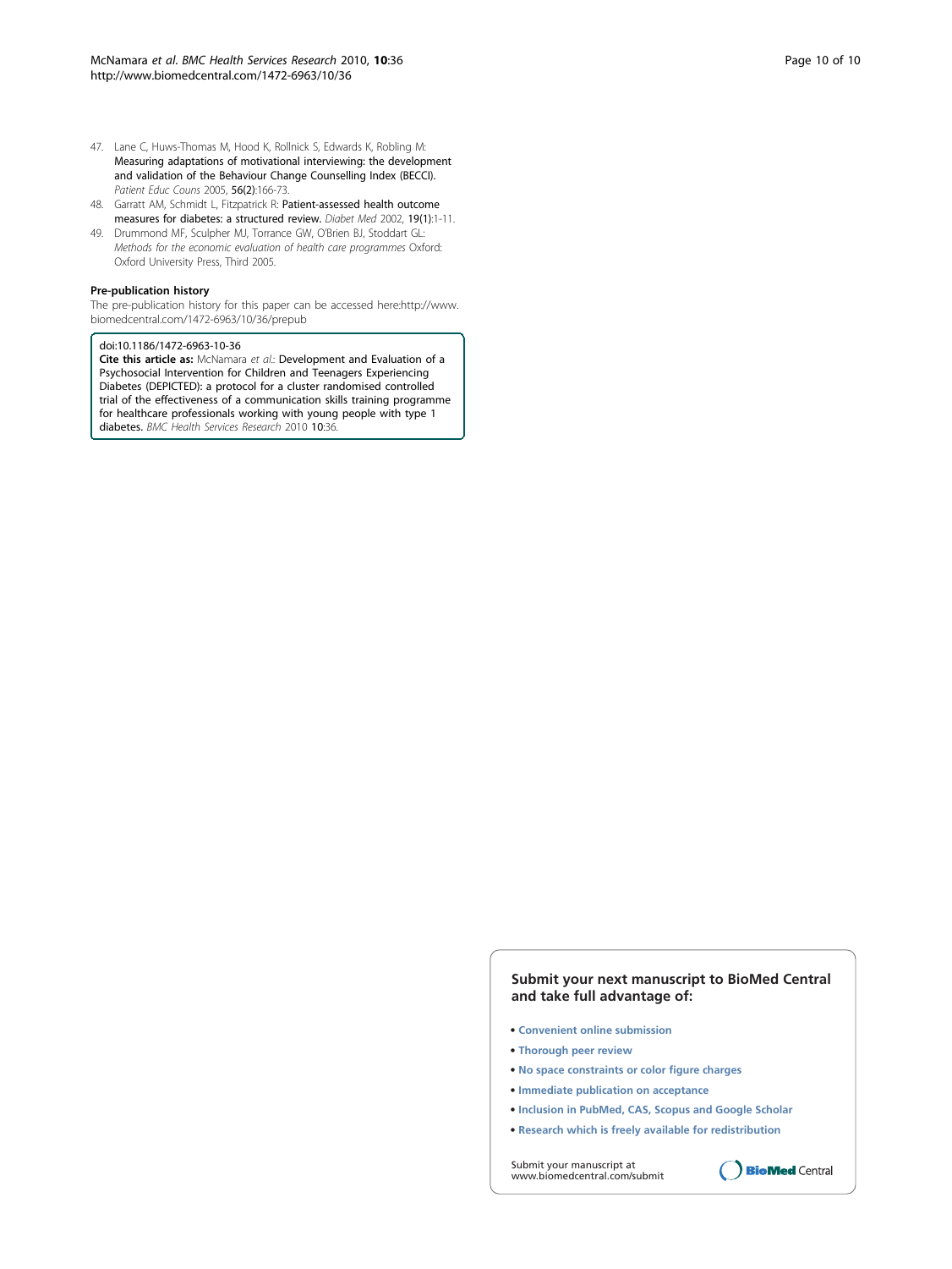47. Lane C, Huws-Thomas M, Hood K, Rollnick S, Edwards K, Robling M: **Measuring adaptations of motivational interviewing: the development and validation of the Behaviour Change Counselling Index (BECCI).** *Patient Educ Couns* 2005, **56(2)**:166-73.
48. Garratt AM, Schmidt L, Fitzpatrick R: **Patient-assessed health outcome measures for diabetes: a structured review.** *Diabet Med* 2002, **19(1)**:1-11.
49. Drummond MF, Sculpher MJ, Torrance GW, O'Brien BJ, Stoddart GL: *Methods for the economic evaluation of health care programmes* Oxford: Oxford University Press, Third 2005.

### Pre-publication history

The pre-publication history for this paper can be accessed here:http://www.biomedcentral.com/1472-6963/10/36/prepub

doi:10.1186/1472-6963-10-36

**Cite this article as:** McNamara *et al.*: **Development and Evaluation of a Psychosocial Intervention for Children and Teenagers Experiencing Diabetes (DEPICTED): a protocol for a cluster randomised controlled trial of the effectiveness of a communication skills training programme for healthcare professionals working with young people with type 1 diabetes.** *BMC Health Services Research* 2010 **10**:36.

**Submit your next manuscript to BioMed Central and take full advantage of:**

- Convenient online submission
- Thorough peer review
- No space constraints or color figure charges
- Immediate publication on acceptance
- Inclusion in PubMed, CAS, Scopus and Google Scholar
- Research which is freely available for redistribution

Submit your manuscript at
www.biomedcentral.com/submit

BioMed Central